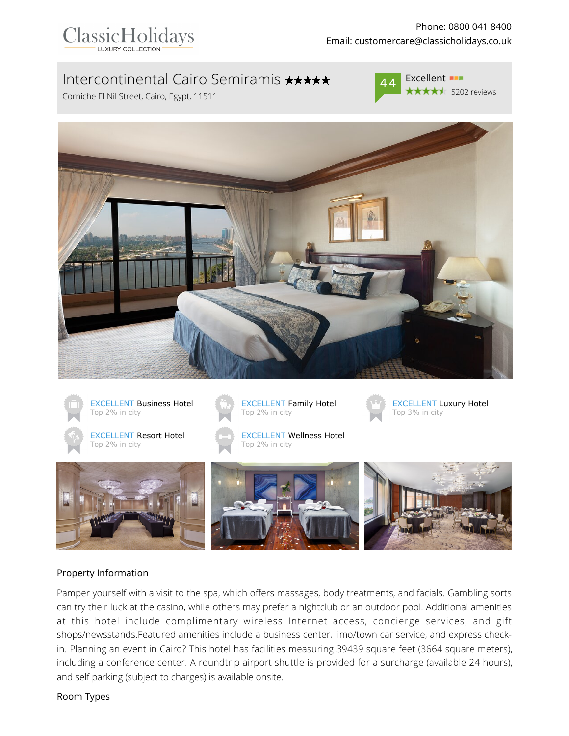ClassicHolidays
LUXURY COLLECTION

Phone: 0800 041 8400
Email: customercare@classicholidays.co.uk

# Intercontinental Cairo Semiramis ★★★★★

Corniche El Nil Street, Cairo, Egypt, 11511

4.4 Excellent
5202 reviews

EXCELLENT Business Hotel
Top 2% in city

EXCELLENT Family Hotel
Top 2% in city

EXCELLENT Luxury Hotel
Top 3% in city

EXCELLENT Resort Hotel
Top 2% in city

EXCELLENT Wellness Hotel
Top 2% in city

## Property Information

Pamper yourself with a visit to the spa, which offers massages, body treatments, and facials. Gambling sorts can try their luck at the casino, while others may prefer a nightclub or an outdoor pool. Additional amenities at this hotel include complimentary wireless Internet access, concierge services, and gift shops/newsstands.Featured amenities include a business center, limo/town car service, and express check-in. Planning an event in Cairo? This hotel has facilities measuring 39439 square feet (3664 square meters), including a conference center. A roundtrip airport shuttle is provided for a surcharge (available 24 hours), and self parking (subject to charges) is available onsite.

## Room Types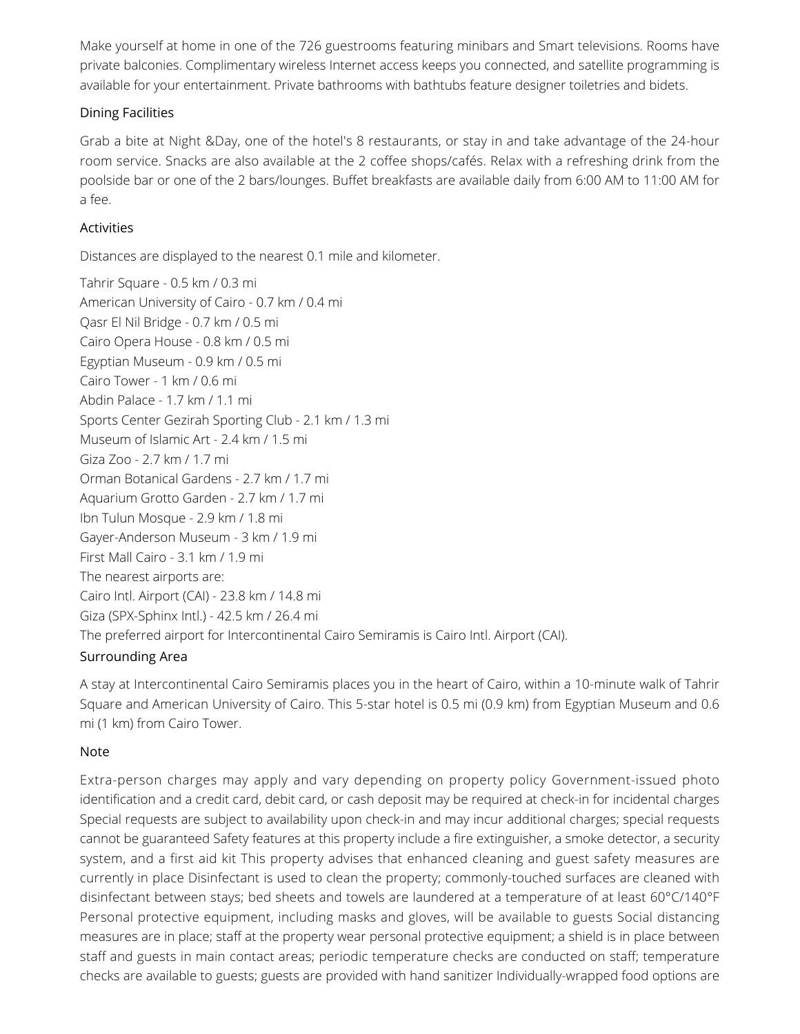Make yourself at home in one of the 726 guestrooms featuring minibars and Smart televisions. Rooms have private balconies. Complimentary wireless Internet access keeps you connected, and satellite programming is available for your entertainment. Private bathrooms with bathtubs feature designer toiletries and bidets.

## Dining Facilities

Grab a bite at Night &Day, one of the hotel's 8 restaurants, or stay in and take advantage of the 24-hour room service. Snacks are also available at the 2 coffee shops/cafés. Relax with a refreshing drink from the poolside bar or one of the 2 bars/lounges. Buffet breakfasts are available daily from 6:00 AM to 11:00 AM for a fee.

## Activities

Distances are displayed to the nearest 0.1 mile and kilometer.

Tahrir Square - 0.5 km / 0.3 mi
American University of Cairo - 0.7 km / 0.4 mi
Qasr El Nil Bridge - 0.7 km / 0.5 mi
Cairo Opera House - 0.8 km / 0.5 mi
Egyptian Museum - 0.9 km / 0.5 mi
Cairo Tower - 1 km / 0.6 mi
Abdin Palace - 1.7 km / 1.1 mi
Sports Center Gezirah Sporting Club - 2.1 km / 1.3 mi
Museum of Islamic Art - 2.4 km / 1.5 mi
Giza Zoo - 2.7 km / 1.7 mi
Orman Botanical Gardens - 2.7 km / 1.7 mi
Aquarium Grotto Garden - 2.7 km / 1.7 mi
Ibn Tulun Mosque - 2.9 km / 1.8 mi
Gayer-Anderson Museum - 3 km / 1.9 mi
First Mall Cairo - 3.1 km / 1.9 mi
The nearest airports are:
Cairo Intl. Airport (CAI) - 23.8 km / 14.8 mi
Giza (SPX-Sphinx Intl.) - 42.5 km / 26.4 mi
The preferred airport for Intercontinental Cairo Semiramis is Cairo Intl. Airport (CAI).

## Surrounding Area

A stay at Intercontinental Cairo Semiramis places you in the heart of Cairo, within a 10-minute walk of Tahrir Square and American University of Cairo. This 5-star hotel is 0.5 mi (0.9 km) from Egyptian Museum and 0.6 mi (1 km) from Cairo Tower.

## Note

Extra-person charges may apply and vary depending on property policy Government-issued photo identification and a credit card, debit card, or cash deposit may be required at check-in for incidental charges Special requests are subject to availability upon check-in and may incur additional charges; special requests cannot be guaranteed Safety features at this property include a fire extinguisher, a smoke detector, a security system, and a first aid kit This property advises that enhanced cleaning and guest safety measures are currently in place Disinfectant is used to clean the property; commonly-touched surfaces are cleaned with disinfectant between stays; bed sheets and towels are laundered at a temperature of at least 60°C/140°F Personal protective equipment, including masks and gloves, will be available to guests Social distancing measures are in place; staff at the property wear personal protective equipment; a shield is in place between staff and guests in main contact areas; periodic temperature checks are conducted on staff; temperature checks are available to guests; guests are provided with hand sanitizer Individually-wrapped food options are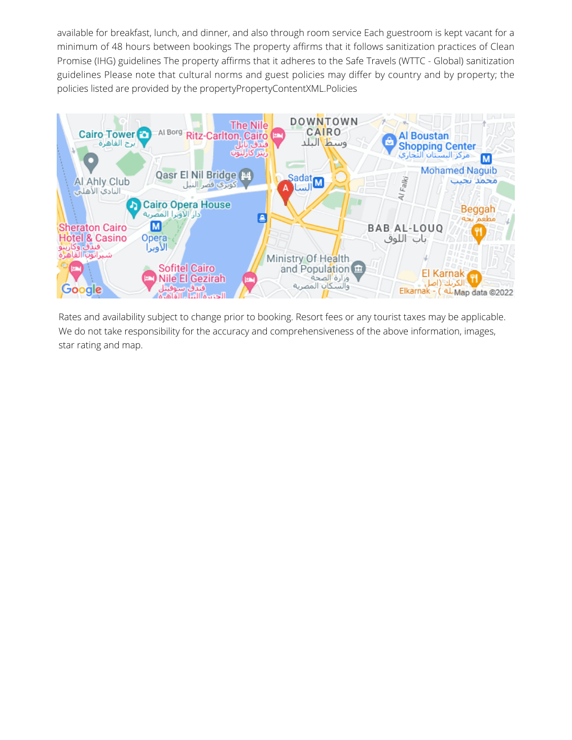available for breakfast, lunch, and dinner, and also through room service Each guestroom is kept vacant for a minimum of 48 hours between bookings The property affirms that it follows sanitization practices of Clean Promise (IHG) guidelines The property affirms that it adheres to the Safe Travels (WTTC - Global) sanitization guidelines Please note that cultural norms and guest policies may differ by country and by property; the policies listed are provided by the propertyPropertyContentXML.Policies

Rates and availability subject to change prior to booking. Resort fees or any tourist taxes may be applicable. We do not take responsibility for the accuracy and comprehensiveness of the above information, images, star rating and map.